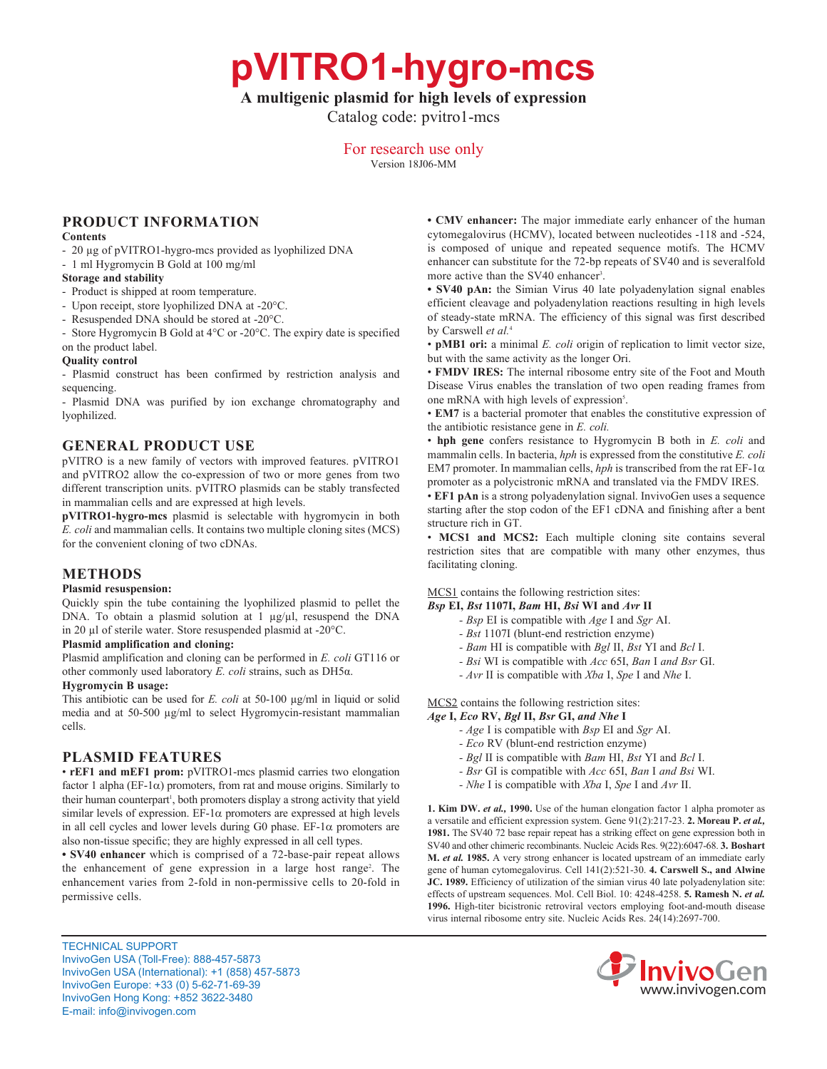# pVITRO1-hygro-mcs

**A multigenic plasmid for high levels of expression**

Catalog code: pvitro1-mcs

For research use only

Version 18J06-MM

## PRODUCT INFORMATION

**Contents**

- 20 µg of pVITRO1-hygro-mcs provided as lyophilized DNA
- 1 ml Hygromycin B Gold at 100 mg/ml

**Storage and stability**

- Product is shipped at room temperature.
- Upon receipt, store lyophilized DNA at -20°C.
- Resuspended DNA should be stored at -20°C.
- Store Hygromycin B Gold at 4°C or -20°C. The expiry date is specified on the product label.

**Quality control**

- Plasmid construct has been confirmed by restriction analysis and sequencing.
- Plasmid DNA was purified by ion exchange chromatography and lyophilized.

## GENERAL PRODUCT USE

pVITRO is a new family of vectors with improved features. pVITRO1 and pVITRO2 allow the co-expression of two or more genes from two different transcription units. pVITRO plasmids can be stably transfected in mammalian cells and are expressed at high levels.

**pVITRO1-hygro-mcs** plasmid is selectable with hygromycin in both *E. coli* and mammalian cells. It contains two multiple cloning sites (MCS) for the convenient cloning of two cDNAs.

## METHODS

**Plasmid resuspension:**

Quickly spin the tube containing the lyophilized plasmid to pellet the DNA. To obtain a plasmid solution at 1 µg/µl, resuspend the DNA in 20 µl of sterile water. Store resuspended plasmid at -20°C.

**Plasmid amplification and cloning:**

Plasmid amplification and cloning can be performed in *E. coli* GT116 or other commonly used laboratory *E. coli* strains, such as DH5α.

**Hygromycin B usage:**

This antibiotic can be used for *E. coli* at 50-100 µg/ml in liquid or solid media and at 50-500 µg/ml to select Hygromycin-resistant mammalian cells.

## PLASMID FEATURES

• **rEF1 and mEF1 prom:** pVITRO1-mcs plasmid carries two elongation factor 1 alpha (EF-1α) promoters, from rat and mouse origins. Similarly to their human counterpart[1], both promoters display a strong activity that yield similar levels of expression. EF-1α promoters are expressed at high levels in all cell cycles and lower levels during G0 phase. EF-1α promoters are also non-tissue specific; they are highly expressed in all cell types.

• **SV40 enhancer** which is comprised of a 72-base-pair repeat allows the enhancement of gene expression in a large host range[2]. The enhancement varies from 2-fold in non-permissive cells to 20-fold in permissive cells.

• **CMV enhancer:** The major immediate early enhancer of the human cytomegalovirus (HCMV), located between nucleotides -118 and -524, is composed of unique and repeated sequence motifs. The HCMV enhancer can substitute for the 72-bp repeats of SV40 and is severalfold more active than the SV40 enhancer[3].

• **SV40 pAn:** the Simian Virus 40 late polyadenylation signal enables efficient cleavage and polyadenylation reactions resulting in high levels of steady-state mRNA. The efficiency of this signal was first described by Carswell *et al.*[4]

• **pMB1 ori:** a minimal *E. coli* origin of replication to limit vector size, but with the same activity as the longer Ori.

• **FMDV IRES:** The internal ribosome entry site of the Foot and Mouth Disease Virus enables the translation of two open reading frames from one mRNA with high levels of expression[5].

• **EM7** is a bacterial promoter that enables the constitutive expression of the antibiotic resistance gene in *E. coli.*

• **hph gene** confers resistance to Hygromycin B both in *E. coli* and mammalin cells. In bacteria, *hph* is expressed from the constitutive *E. coli* EM7 promoter. In mammalian cells, *hph* is transcribed from the rat EF-1α promoter as a polycistronic mRNA and translated via the FMDV IRES.

• **EF1 pAn** is a strong polyadenylation signal. InvivoGen uses a sequence starting after the stop codon of the EF1 cDNA and finishing after a bent structure rich in GT.

• **MCS1 and MCS2:** Each multiple cloning site contains several restriction sites that are compatible with many other enzymes, thus facilitating cloning.

MCS1 contains the following restriction sites:

***Bsp* EI, *Bst* 1107I, *Bam* HI, *Bsi* WI and *Avr* II**

- *Bsp* EI is compatible with *Age* I and *Sgr* AI.
- *Bst* 1107I (blunt-end restriction enzyme)
- *Bam* HI is compatible with *Bgl* II, *Bst* YI and *Bcl* I.
- *Bsi* WI is compatible with *Acc* 65I, *Ban* I *and Bsr* GI.
- *Avr* II is compatible with *Xba* I, *Spe* I and *Nhe* I.

MCS2 contains the following restriction sites:

***Age* I, *Eco* RV, *Bgl* II, *Bsr* GI, *and Nhe* I**

- *Age* I is compatible with *Bsp* EI and *Sgr* AI.
- *Eco* RV (blunt-end restriction enzyme)
- *Bgl* II is compatible with *Bam* HI, *Bst* YI and *Bcl* I.
- *Bsr* GI is compatible with *Acc* 65I, *Ban* I *and Bsi* WI.
- *Nhe* I is compatible with *Xba* I, *Spe* I and *Avr* II.

**1. Kim DW. *et al.*, 1990.** Use of the human elongation factor 1 alpha promoter as a versatile and efficient expression system. Gene 91(2):217-23. **2. Moreau P. *et al.*, 1981.** The SV40 72 base repair repeat has a striking effect on gene expression both in SV40 and other chimeric recombinants. Nucleic Acids Res. 9(22):6047-68. **3. Boshart M. *et al.* 1985.** A very strong enhancer is located upstream of an immediate early gene of human cytomegalovirus. Cell 141(2):521-30. **4. Carswell S., and Alwine JC. 1989.** Efficiency of utilization of the simian virus 40 late polyadenylation site: effects of upstream sequences. Mol. Cell Biol. 10: 4248-4258. **5. Ramesh N. *et al.* 1996.** High-titer bicistronic retroviral vectors employing foot-and-mouth disease virus internal ribosome entry site. Nucleic Acids Res. 24(14):2697-700.

TECHNICAL SUPPORT
InvivoGen USA (Toll-Free): 888-457-5873
InvivoGen USA (International): +1 (858) 457-5873
InvivoGen Europe: +33 (0) 5-62-71-69-39
InvivoGen Hong Kong: +852 3622-3480
E-mail: info@invivogen.com

InvivoGen
www.invivogen.com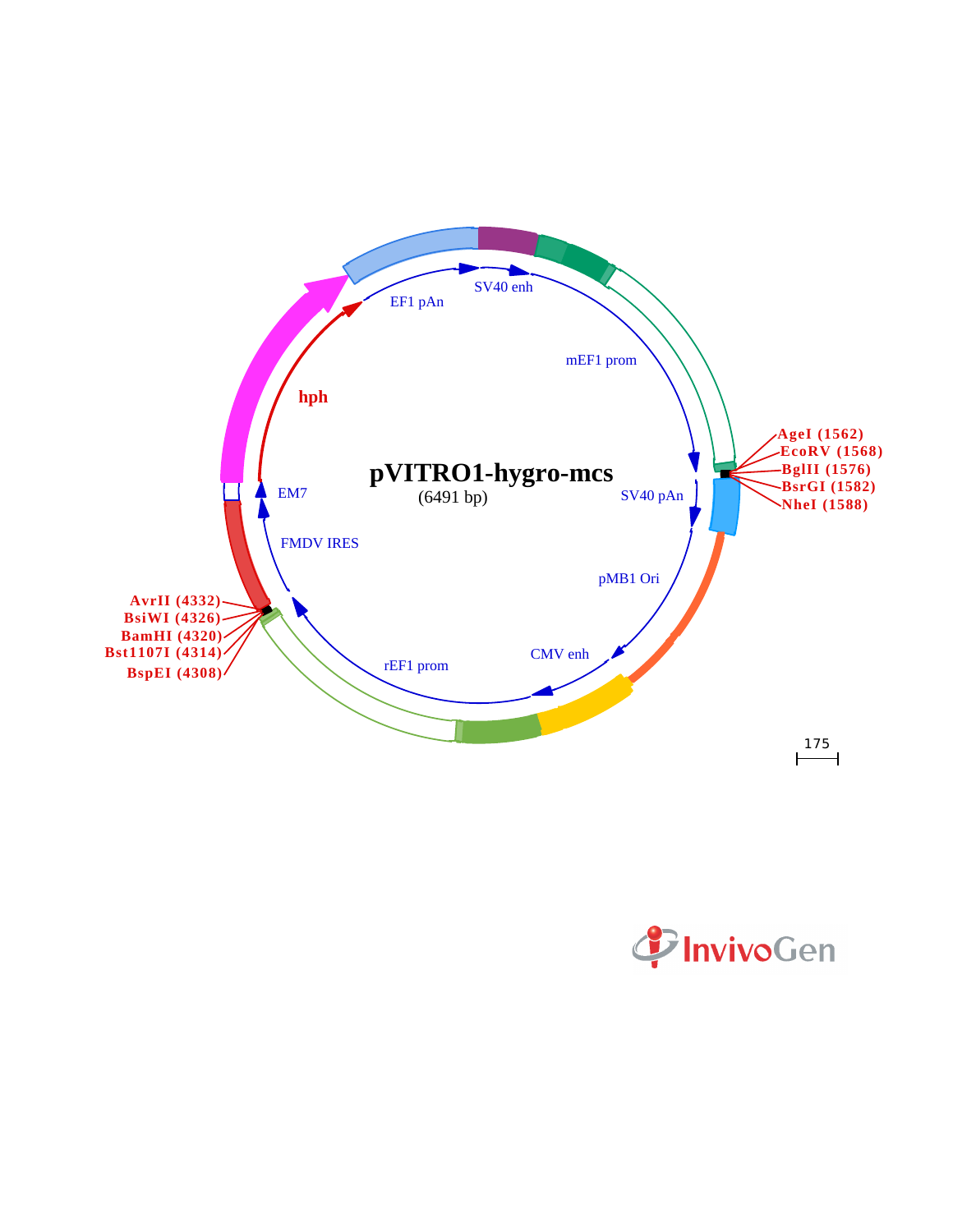# pVITRO1-hygro-mcs

(6491 bp)

- SV40 enh
- EF1 pAn
- mEF1 prom
- hph
- EM7
- FMDV IRES
- SV40 pAn
- pMB1 Ori
- CMV enh
- rEF1 prom

AgeI (1562)
EcoRV (1568)
BglII (1576)
BsrGI (1582)
NheI (1588)

AvrII (4332)
BsiWI (4326)
BamHI (4320)
Bst1107I (4314)
BspEI (4308)

175

InvivoGen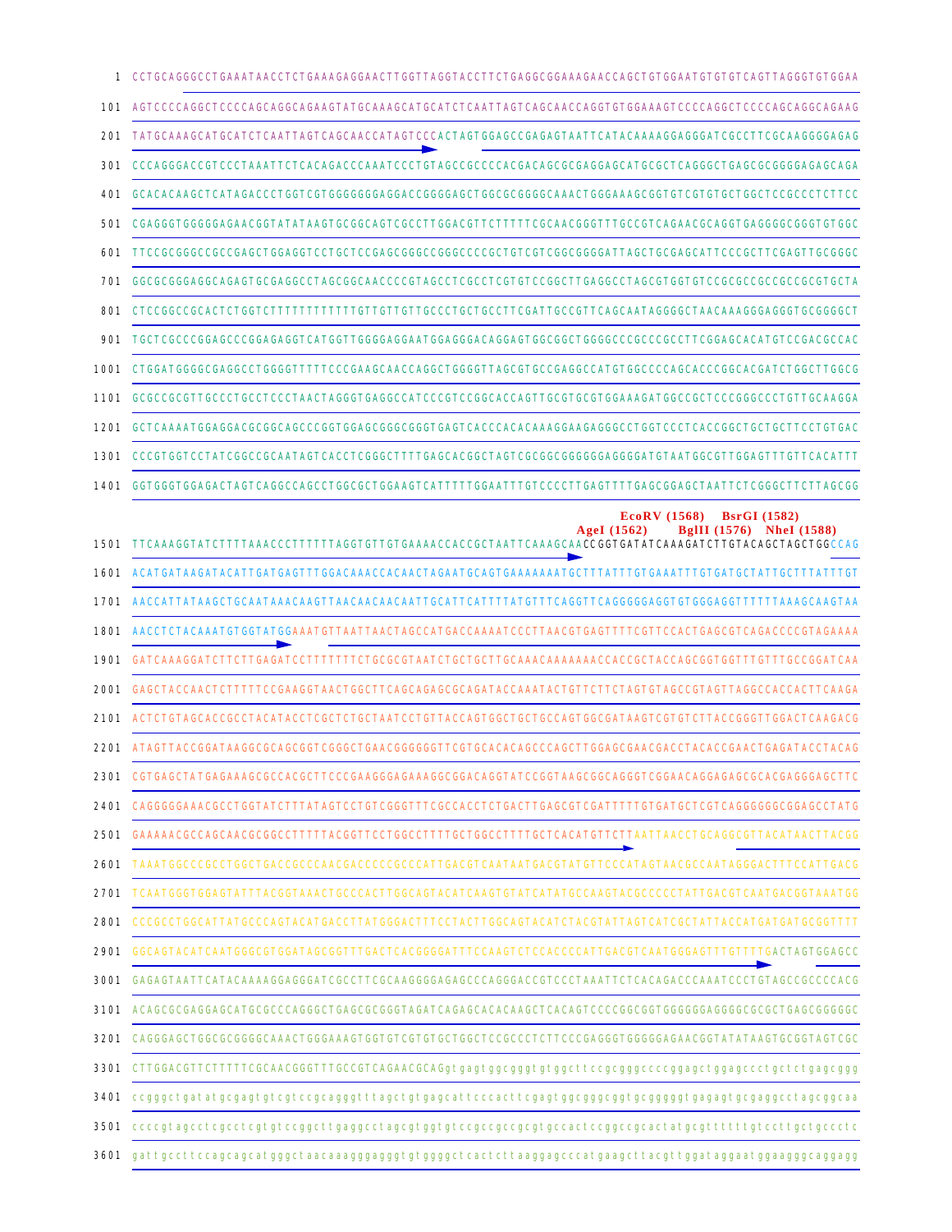```
   1 CCTGCAGGGCCTGAAATAACCTCTGAAAGAGGAACTTGGTTAGGTACCTTCTGAGGCGGAAAGAACCAGCTGTGGAATGTGTGTCAGTTAGGGTGTGGAA
 101 AGTCCCCAGGCTCCCCAGCAGGCAGAAGTATGCAAAGCATGCATCTCAATTAGTCAGCAACCAGGTGTGGAAAGTCCCCAGGCTCCCCAGCAGGCAGAAG
 201 TATGCAAAGCATGCATCTCAATTAGTCAGCAACCATAGTCCCACTAGTGGAGCCGAGAGTAATTCATACAAAAGGAGGGATCGCCTTCGCAAGGGGAGAG
 301 CCCAGGGACCGTCCCTAAATTCTCACAGACCCAAATCCCTGTAGCCGCCCCACGACAGCGCGAGGAGCATGCGCTCAGGGCTGAGCGCGGGGAGAGCAGA
 401 GCACACAAGCTCATAGACCCTGGTCGTGGGGGGGAGGACCGGGGAGCTGGCGCGGGGCAAACTGGGAAAGCGGTGTCGTGTGCTGGCTCCGCCCTCTTCC
 501 CGAGGGTGGGGGAGAACGGTATATAAGTGCGGCAGTCGCCTTGGACGTTCTTTTTCGCAACGGGTTTGCCGTCAGAACGCAGGTGAGGGGCGGGTGTGGC
 601 TTCCGCGGGCCGCCGAGCTGGAGGTCCTGCTCCGAGCGGGCCGGGCCCCGCTGTCGTCGGCGGGGATTAGCTGCGAGCATTCCCGCTTCGAGTTGCGGGC
 701 GGCGCGGGAGGCAGAGTGCGAGGCCTAGCGGCAACCCCGTAGCCTCGCCTCGTGTCCGGCTTGAGGCCTAGCGTGGTGTCCGCGCCGCCGCCGCGTGCTA
 801 CTCCGGCCGCACTCTGGTCTTTTTTTTTTTTGTTGTTGTTGCCCTGCTGCCTTCGATTGCCGTTCAGCAATAGGGGCTAACAAAGGGAGGGTGCGGGGCT
 901 TGCTCGCCCGGAGCCCGGAGAGGTCATGGTTGGGGAGGAATGGAGGGACAGGAGTGGCGGCTGGGGCCCGCCCGCCTTCGGAGCACATGTCCGACGCCAC
1001 CTGGATGGGGCGAGGCCTGGGGTTTTTCCCGAAGCAACCAGGCTGGGGTTAGCGTGCCGAGGCCATGTGGCCCCAGCACCCGGCACGATCTGGCTTGGCG
1101 GCGCCGCGTTGCCCTGCCTCCCTAACTAGGGTGAGGCCATCCCGTCCGGCACCAGTTGCGTGCGTGGAAAGATGGCCGCTCCCGGGCCCTGTTGCAAGGA
1201 GCTCAAAATGGAGGACGCGGCAGCCCGGTGGAGCGGGCGGGTGAGTCACCCACACAAAGGAAGAGGGCCTGGTCCCTCACCGGCTGCTGCTTCCTGTGAC
1301 CCCGTGGTCCTATCGGCCGCAATAGTCACCTCGGGCTTTTGAGCACGGCTAGTCGCGGCGGGGGGAGGGGATGTAATGGCGTTGGAGTTTGTTCACATTT
1401 GGTGGGTGGAGACTAGTCAGGCCAGCCTGGCGCTGGAAGTCATTTTTGGAATTTGTCCCCTTGAGTTTTGAGCGGAGCTAATTCTCGGGCTTCTTAGCGG

                                                                                  EcoRV (1568)    BsrGI (1582)
                                                                        AgeI (1562)      BglII (1576)  NheI (1588)
1501 TTCAAAGGTATCTTTTAAACCCTTTTTTAGGTGTTGTGAAAACCACCGCTAATTCAAAGCAACCGGTGATATCAAAGATCTTGTACAGCTAGCTGGCCAG
1601 ACATGATAAGATACATTGATGAGTTTGGACAAACCACAACTAGAATGCAGTGAAAAAAATGCTTTATTTGTGAAATTTGTGATGCTATTGCTTTATTTGT
1701 AACCATTATAAGCTGCAATAAACAAGTTAACAACAACAATTGCATTCATTTTATGTTTCAGGTTCAGGGGGAGGTGTGGGAGGTTTTTTAAAGCAAGTAA
1801 AACCTCTACAAATGTGGTATGGAAATGTTAATTAACTAGCCATGACCAAAATCCCTTAACGTGAGTTTTCGTTCCACTGAGCGTCAGACCCCGTAGAAAA
1901 GATCAAAGGATCTTCTTGAGATCCTTTTTTTCTGCGCGTAATCTGCTGCTTGCAAACAAAAAAACCACCGCTACCAGCGGTGGTTTGTTTGCCGGATCAA
2001 GAGCTACCAACTCTTTTTCCGAAGGTAACTGGCTTCAGCAGAGCGCAGATACCAAATACTGTTCTTCTAGTGTAGCCGTAGTTAGGCCACCACTTCAAGA
2101 ACTCTGTAGCACCGCCTACATACCTCGCTCTGCTAATCCTGTTACCAGTGGCTGCTGCCAGTGGCGATAAGTCGTGTCTTACCGGGTTGGACTCAAGACG
2201 ATAGTTACCGGATAAGGCGCAGCGGTCGGGCTGAACGGGGGGTTCGTGCACACAGCCCAGCTTGGAGCGAACGACCTACACCGAACTGAGATACCTACAG
2301 CGTGAGCTATGAGAAAGCGCCACGCTTCCCGAAGGGAGAAAGGCGGACAGGTATCCGGTAAGCGGCAGGGTCGGAACAGGAGAGCGCACGAGGGAGCTTC
2401 CAGGGGGAAACGCCTGGTATCTTTATAGTCCTGTCGGGTTTCGCCACCTCTGACTTGAGCGTCGATTTTTGTGATGCTCGTCAGGGGGGCGGAGCCTATG
2501 GAAAAACGCCAGCAACGCGGCCTTTTTACGGTTCCTGGCCTTTTGCTGGCCTTTTGCTCACATGTTCTTAATTAACCTGCAGGCGTTACATAACTTACGG
2601 TAAATGGCCCGCCTGGCTGACCGCCCAACGACCCCCGCCCATTGACGTCAATAATGACGTATGTTCCCATAGTAACGCCAATAGGGACTTTCCATTGACG
2701 TCAATGGGTGGAGTATTTACGGTAAACTGCCCACTTGGCAGTACATCAAGTGTATCATATGCCAAGTACGCCCCCTATTGACGTCAATGACGGTAAATGG
2801 CCCGCCTGGCATTATGCCCAGTACATGACCTTATGGGACTTTCCTACTTGGCAGTACATCTACGTATTAGTCATCGCTATTACCATGATGATGCGGTTTT
2901 GGCAGTACATCAATGGGCGTGGATAGCGGTTTGACTCACGGGGATTTCCAAGTCTCCACCCCATTGACGTCAATGGGAGTTTGTTTTGACTAGTGGAGCC
3001 GAGAGTAATTCATACAAAAGGAGGGATCGCCTTCGCAAGGGGAGAGCCCAGGGACCGTCCCTAAATTCTCACAGACCCAAATCCCTGTAGCCGCCCCACG
3101 ACAGCGCGAGGAGCATGCGCCCAGGGCTGAGCGCGGGTAGATCAGAGCACACAAGCTCACAGTCCCCGGCGGTGGGGGGAGGGGCGCGCTGAGCGGGGGC
3201 CAGGGAGCTGGCGCGGGGCAAACTGGGAAAGTGGTGTCGTGTGCTGGCTCCGCCCTCTTCCCGAGGGTGGGGGAGAACGGTATATAAGTGCGGTAGTCGC
3301 CTTGGACGTTCTTTTTCGCAACGGGTTTGCCGTCAGAACGCAGgtgagtggcgggtgtggcttccgcgggccccggagctggagccctgctctgagcggg
3401 ccggggctgatatgcgagtgtcgtccgcagggtttagctgtgagcattcccacttcgagtggcgggcggtgcgggggtgagagtgcgaggcctagcggcaa
3501 ccccgtagcctcgcctcgtgtccggcttgaggcctagcgtggtgtccgccgccgcgtgccactccggccgcactatgcgtttttttgtccttgctgccctc
3601 gattgccttccagcagcatgggctaacaaagggagggtgtggggctcactcttaaggagcccatgaagcttacgttggataggaatggaagggcaggagg
```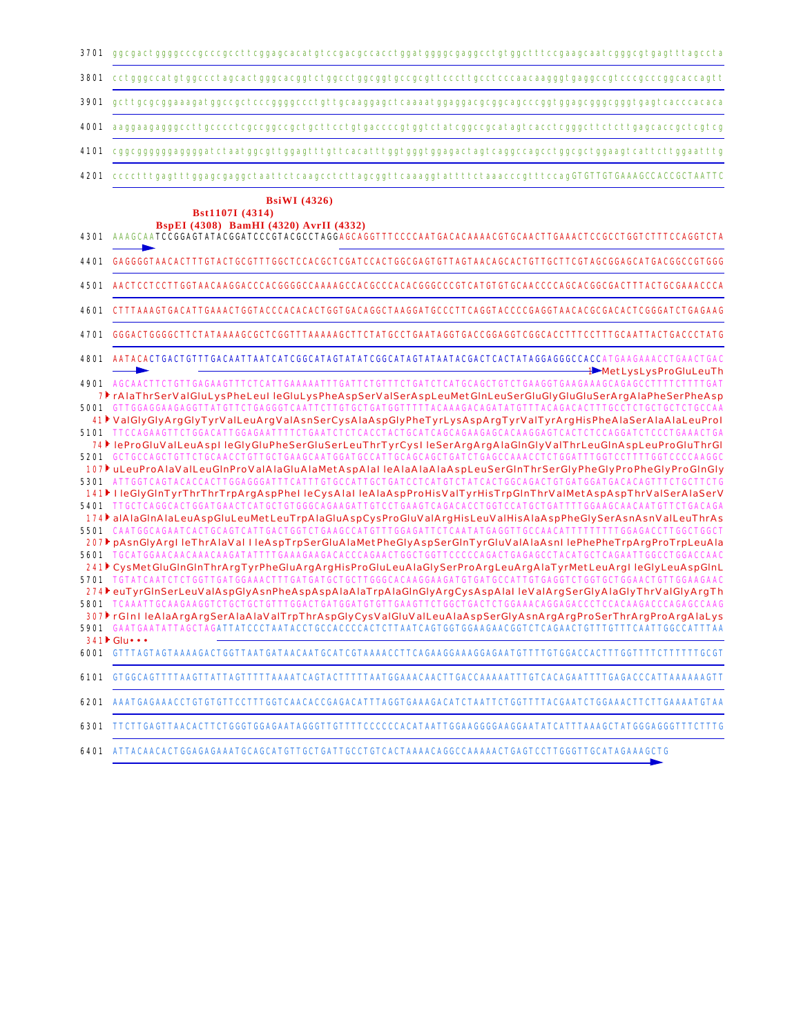```
3701 ggcgactggggcccgcccgccttcggagcacatgtccgacgccacctggatggggcgaggcctgtggctttccgaagcaatcgggcgtgagtttagccta

3801 cctgggccatgtggccctagcactgggcacggtctggcctggcggtgccgcgttcccttgcctcccaacaagggtgaggccgtcccgcccggcaccagtt

3901 gcttgcgcggaaagatggccgctcccggggccctgttgcaaggagctcaaaatggaggacgcggcagcccggtggagcgggcgggtgagtcacccacaca

4001 aaggaagagggccttgcccctcgccggccgctgcttcctgtgaccccgtggtctatcggccgcatagtcacctcgggcttctcttgagcaccgctcgtcg

4101 cggcggggggaggggatctaatggcgttggagtttgttcacatttggtgggtggagactagtcaggccagcctggcgctggaagtcattcttggaatttg

4201 ccccttttgagtttggagcgaggctaattctcaagcctcttagcggttcaaaggtattttctaaacccgtttccagGTGTTGTGAAAGCCACCGCTAATTC

                                BsiWI (4326)
                   Bst1107I (4314)
              BspEI (4308)  BamHI (4320) AvrII (4332)
4301 AAAGCAATCCGGAGTATACGGATCCCGTACGCCTAGGAGCAGGTTTCCCCAATGACACAAAACGTGCAACTTGAAACTCCGCCTGGTCTTTCCAGGTCTA

4401 GAGGGGTAACACTTTGTACTGCGTTTGGCTCCACGCTCGATCCACTGGCGAGTGTTAGTAACAGCACTGTTGCTTCGTAGCGGAGCATGACGGCCGTGGG

4501 AACTCCTCCTTGGTAACAAGGACCCACGGGGCCAAAAGCCACGCCCACACGGGCCCGTCATGTGTGCAACCCCAGCACGGCGACTTTACTGCGAAACCCA

4601 CTTTAAAGTGACATTGAAACTGGTACCCACACACTGGTGACAGGCTAAGGATGCCCTTCAGGTACCCCGAGGTAACACGCGACACTCGGGATCTGAGAAG

4701 GGGACTGGGGCTTCTATAAAAGCGCTCGGTTTAAAAAGCTTCTATGCCTGAATAGGTGACCGGAGGTCGGCACCTTTCCTTTGCAATTACTGACCCTATG

4801 AATACACTGACTGTTTGACAATTAATCATCGGCATAGTATATCGGCATAGTATAATACGACTCACTATAGGAGGGCCACCATGAAGAAACCTGAACTGAC
                                                                                  1 MetLysLysProGluLeuTh
4901 AGCAACTTCTGTTGAGAAGTTTCTCATTGAAAAATTTGATTCTGTTTCTGATCTCATGCAGCTGTCTGAAGGTGAAGAAAGCAGAGCCTTTTCTTTTGAT
  7 rAlaThrSerValGluLysPheLeuIleGluLysPheAspSerValSerAspLeuMetGlnLeuSerGluGlyGluGluSerArgAlaPheSerPheAsp
5001 GTTGGAGGAAGAGGTTATGTTCTGAGGGTCAATTCTTGTGCTGATGGTTTTTACAAAGACAGATATGTTTACAGACACTTTGCCTCTGCTGCTCTGCCAA
 41 ValGlyGlyArgGlyTyrValLeuArgValAsnSerCysAlaAspGlyPheTyrLysAspArgTyrValTyrArgHisPheAlaSerAlaAlaLeuProI
5101 TTCCAGAAGTTCTGGACATTGGAGAATTTTCTGAATCTCTCACCTACTGCATCAGCAGAAGAGCACAAGGAGTCACTCTCCAGGATCTCCCTGAAACTGA
 74 leProGluValLeuAspIleGlyGluPheSerGluSerLeuThrTyrCysIleSerArgArgAlaGlnGlyValThrLeuGlnAspLeuProGluThrGl
5201 GCTGCCAGCTGTTCTGCAACCTGTTGCTGAAGCAATGGATGCCATTGCAGCAGCTGATCTGAGCCAAACCTCTGGATTTGGTCCTTTTGGTCCCCAAGGC
107 uLeuProAlaValLeuGlnProValAlaGluAlaMetAspAlaIleAlaAlaAlaAspLeuSerGlnThrSerGlyPheGlyProPheGlyProGlnGly
5301 ATTGGTCAGTACACCACTTGGAGGGATTTCATTTGTGCCATTGCTGATCCTCATGTCTATCACTGGCAGACTGTGATGGATGACACAGTTTCTGCTTCTG
141 IleGlyGlnTyrThrThrTrpArgAspPheIleCysAlaIleAlaAspProHisValTyrHisTrpGlnThrValMetAspAspThrValSerAlaSerV
5401 TTGCTCAGGCACTGGATGAACTCATGCTGTGGGCAGAAGATTGTCCTGAAGTCAGACACCTGGTCCATGCTGATTTTGGAAGCAACAATGTTCTGACAGA
174 alAlaGlnAlaLeuAspGluLeuMetLeuTrpAlaGluAspCysProGluValArgHisLeuValHisAlaAspPheGlySerAsnAsnValLeuThrAs
5501 CAATGGCAGAATCACTGCAGTCATTGACTGGTCTGAAGCCATGTTTGGAGATTCTCAATATGAGGTTGCCAACATTTTTTTTTGGAGACCTTGGCTGGCT
207 pAsnGlyArgIleThrAlaValIleAspTrpSerGluAlaMetPheGlyAspSerGlnTyrGluValAlaAsnIlePhePheTrpArgProTrpLeuAla
5601 TGCATGGAACAACAAACAAGATATTTTGAAAGAAGACACCCAGAACTGGCTGGTTCCCCCAGCTGAGAGCCTACATGCTCAGAATTGGCCTGGACCAAC
241 CysMetGluGlnGlnThrArgTyrPheGluArgArgHisProGluLeuAlaGlySerProArgLeuArgAlaTyrMetLeuArgIleGlyLeuAspGlnL
5701 TGTATCAATCTCTGGTTGATGGAAACTTTGATGATGCTGCTTGGGCACAAGGAAGATGTGATGCCATTGTGAGGTCTGGTGCTGGAACTGTTGGAAGAAC
274 euTyrGlnSerLeuValAspGlyAsnPheAspAspAlaAlaTrpAlaGlnGlyArgCysAspAlaIleValArgSerGlyAlaGlyThrValGlyArgTh
5801 TCAAATTGCAAGAAGGTCTGCTGCTGTTTGGACTGATGGATGTGTTGAAGTTCTGGCTGACTCTGGAAACAGGAGACCCTCCACAAGACCCAGAGCCAAG
307 rGlnIleAlaArgArgSerAlaAlaValTrpThrAspGlyCysValGluValLeuAlaAspSerGlyAsnArgArgProSerThrArgProArgAlaLys
5901 GAATGAATATTAGCTAGATTATCCCTAATACCTGCCACCCCACTCTTAATCAGTGGTGGAAGAACGGTCTCAGAACTGTTTGTTTCAATTGGCCATTTAA
341 Glu•••
6001 GTTTAGTAGTAAAAGACTGGTTAATGATAACAATGCATCGTAAAACCTTCAGAAGGAAAGGAGAATGTTTTGTGGACCACTTTGGTTTTCTTTTTTGCGT

6101 GTGGCAGTTTTAAGTTATTAGTTTTTAAAATCAGTACTTTTTAATGGAAACAACTTGACCAAAAATTTGTCACAGAATTTTGAGACCCATTAAAAAAGTT

6201 AAATGAGAAACCTGTGTGTTCCTTTGGTCAACACCGAGACATTTAGGTGAAAGACATCTAATTCTGGTTTTACGAATCTGGAAACTTCTTGAAAATGTAA

6301 TTCTTGAGTTAACACTTCTGGGTGGAGAATAGGGTTGTTTTCCCCCCACATAATTGGAAGGGGAAGGAATATCATTTAAAGCTATGGGAGGGTTTCTTTG

6401 ATTACAACACTGGAGAGAAATGCAGCATGTTGCTGATTGCCTGTCACTAAAACAGGCCAAAAACTGAGTCCTTGGGTTGCATAGAAAGCTG
```